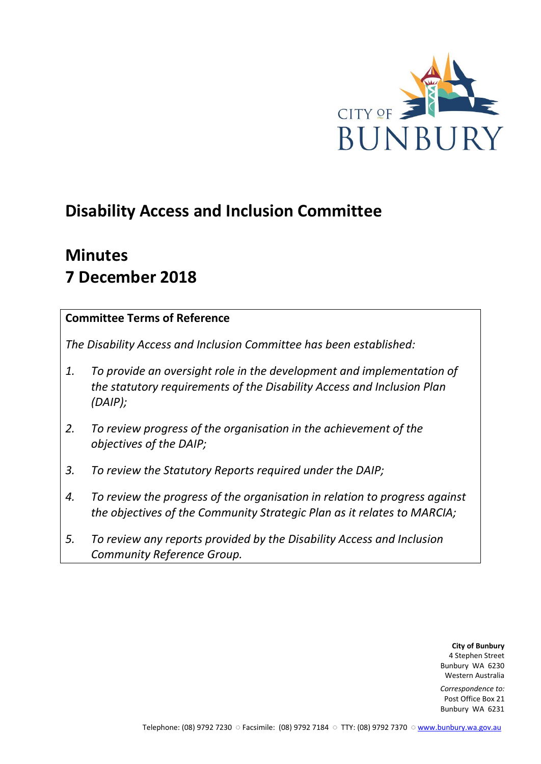CITY OF BUNBURY

# Disability Access and Inclusion Committee

# Minutes
# 7 December 2018

**Committee Terms of Reference**

*The Disability Access and Inclusion Committee has been established:*

1. *To provide an oversight role in the development and implementation of the statutory requirements of the Disability Access and Inclusion Plan (DAIP);*
2. *To review progress of the organisation in the achievement of the objectives of the DAIP;*
3. *To review the Statutory Reports required under the DAIP;*
4. *To review the progress of the organisation in relation to progress against the objectives of the Community Strategic Plan as it relates to MARCIA;*
5. *To review any reports provided by the Disability Access and Inclusion Community Reference Group.*

**City of Bunbury**
4 Stephen Street
Bunbury WA 6230
Western Australia

*Correspondence to:*
Post Office Box 21
Bunbury WA 6231

Telephone: (08) 9792 7230 ○ Facsimile: (08) 9792 7184 ○ TTY: (08) 9792 7370 ○ www.bunbury.wa.gov.au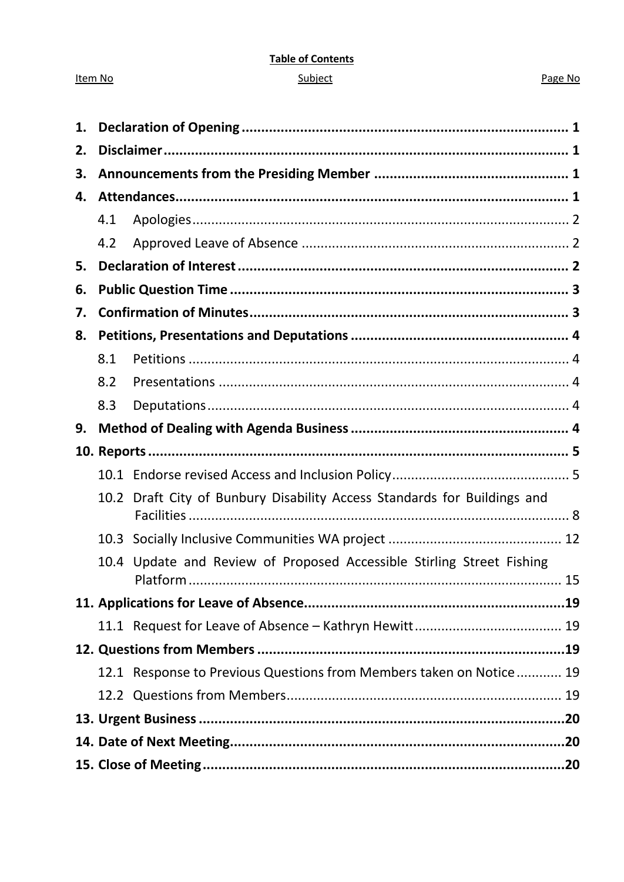**Table of Contents**

| Item No | Subject | Page No |
|---|---|---|
| **1.** | **Declaration of Opening** | **1** |
| **2.** | **Disclaimer** | **1** |
| **3.** | **Announcements from the Presiding Member** | **1** |
| **4.** | **Attendances** | **1** |
| 4.1 | Apologies | 2 |
| 4.2 | Approved Leave of Absence | 2 |
| **5.** | **Declaration of Interest** | **2** |
| **6.** | **Public Question Time** | **3** |
| **7.** | **Confirmation of Minutes** | **3** |
| **8.** | **Petitions, Presentations and Deputations** | **4** |
| 8.1 | Petitions | 4 |
| 8.2 | Presentations | 4 |
| 8.3 | Deputations | 4 |
| **9.** | **Method of Dealing with Agenda Business** | **4** |
| **10.** | **Reports** | **5** |
| 10.1 | Endorse revised Access and Inclusion Policy | 5 |
| 10.2 | Draft City of Bunbury Disability Access Standards for Buildings and Facilities | 8 |
| 10.3 | Socially Inclusive Communities WA project | 12 |
| 10.4 | Update and Review of Proposed Accessible Stirling Street Fishing Platform | 15 |
| **11.** | **Applications for Leave of Absence** | **19** |
| 11.1 | Request for Leave of Absence – Kathryn Hewitt | 19 |
| **12.** | **Questions from Members** | **19** |
| 12.1 | Response to Previous Questions from Members taken on Notice | 19 |
| 12.2 | Questions from Members | 19 |
| **13.** | **Urgent Business** | **20** |
| **14.** | **Date of Next Meeting** | **20** |
| **15.** | **Close of Meeting** | **20** |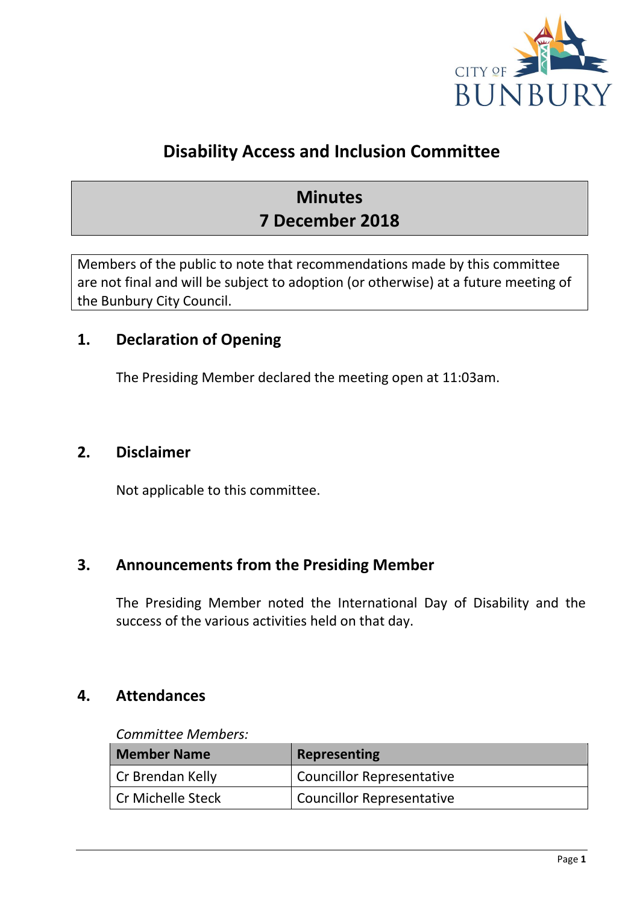# Disability Access and Inclusion Committee

## Minutes
## 7 December 2018

Members of the public to note that recommendations made by this committee are not final and will be subject to adoption (or otherwise) at a future meeting of the Bunbury City Council.

## 1. Declaration of Opening

The Presiding Member declared the meeting open at 11:03am.

## 2. Disclaimer

Not applicable to this committee.

## 3. Announcements from the Presiding Member

The Presiding Member noted the International Day of Disability and the success of the various activities held on that day.

## 4. Attendances

*Committee Members:*

| Member Name | Representing |
|---|---|
| Cr Brendan Kelly | Councillor Representative |
| Cr Michelle Steck | Councillor Representative |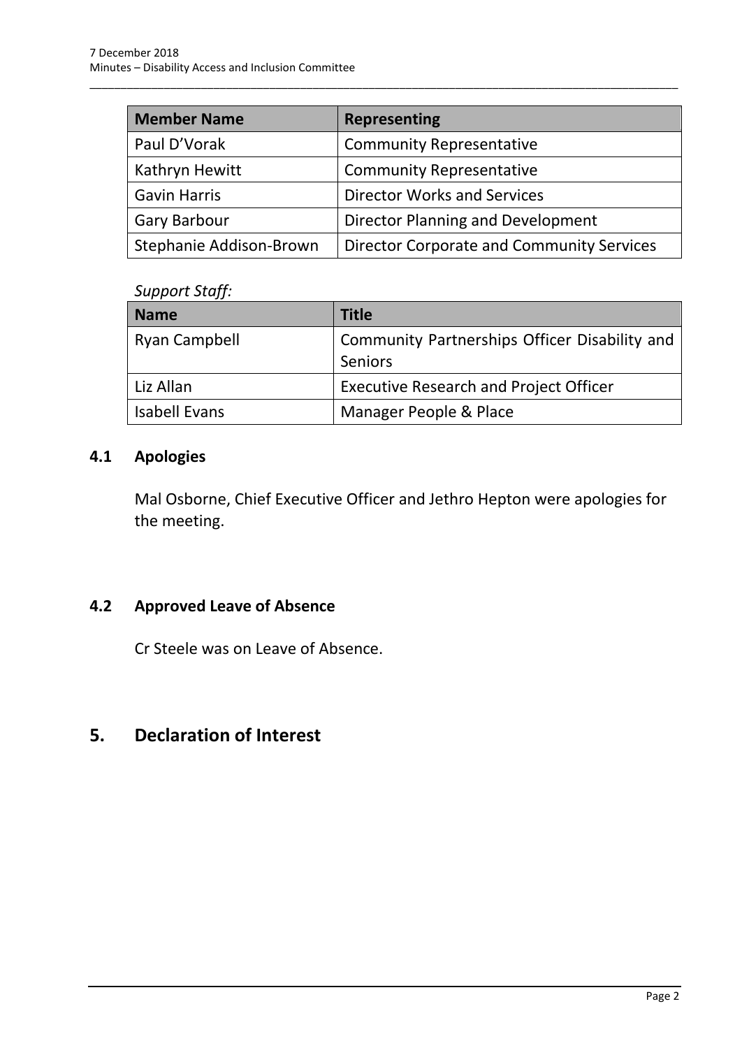| Member Name | Representing |
| --- | --- |
| Paul D'Vorak | Community Representative |
| Kathryn Hewitt | Community Representative |
| Gavin Harris | Director Works and Services |
| Gary Barbour | Director Planning and Development |
| Stephanie Addison-Brown | Director Corporate and Community Services |

*Support Staff:*

| Name | Title |
| --- | --- |
| Ryan Campbell | Community Partnerships Officer Disability and Seniors |
| Liz Allan | Executive Research and Project Officer |
| Isabell Evans | Manager People & Place |

### 4.1 Apologies

Mal Osborne, Chief Executive Officer and Jethro Hepton were apologies for the meeting.

### 4.2 Approved Leave of Absence

Cr Steele was on Leave of Absence.

## 5. Declaration of Interest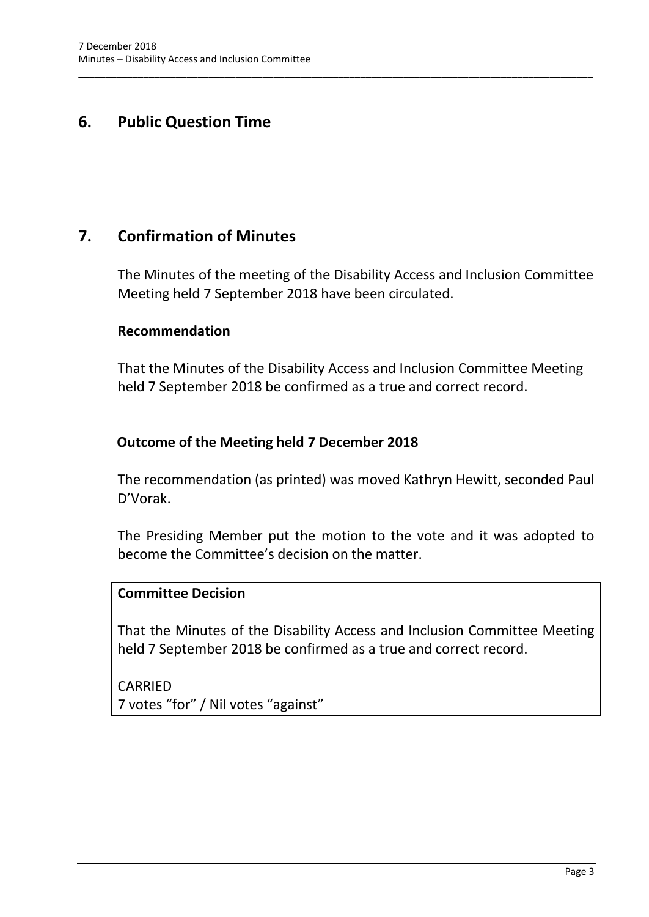## 6. Public Question Time

## 7. Confirmation of Minutes

The Minutes of the meeting of the Disability Access and Inclusion Committee Meeting held 7 September 2018 have been circulated.

### Recommendation

That the Minutes of the Disability Access and Inclusion Committee Meeting held 7 September 2018 be confirmed as a true and correct record.

### Outcome of the Meeting held 7 December 2018

The recommendation (as printed) was moved Kathryn Hewitt, seconded Paul D'Vorak.

The Presiding Member put the motion to the vote and it was adopted to become the Committee's decision on the matter.

**Committee Decision**

That the Minutes of the Disability Access and Inclusion Committee Meeting held 7 September 2018 be confirmed as a true and correct record.

CARRIED
7 votes "for" / Nil votes "against"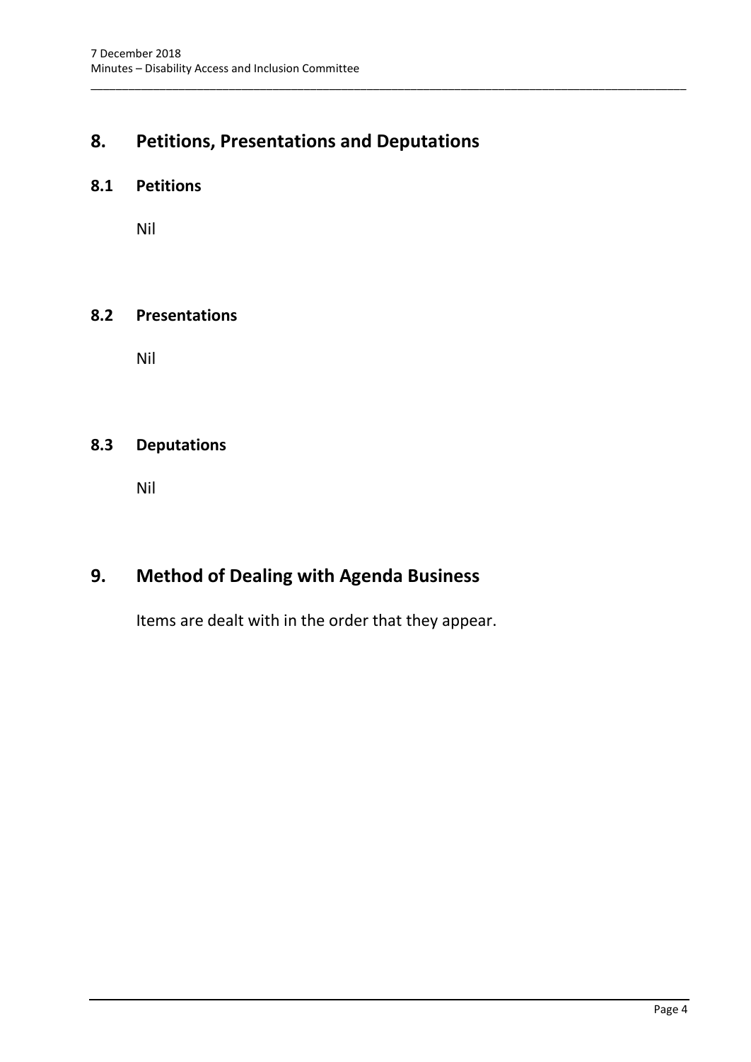# 8. Petitions, Presentations and Deputations

## 8.1 Petitions

Nil

## 8.2 Presentations

Nil

## 8.3 Deputations

Nil

# 9. Method of Dealing with Agenda Business

Items are dealt with in the order that they appear.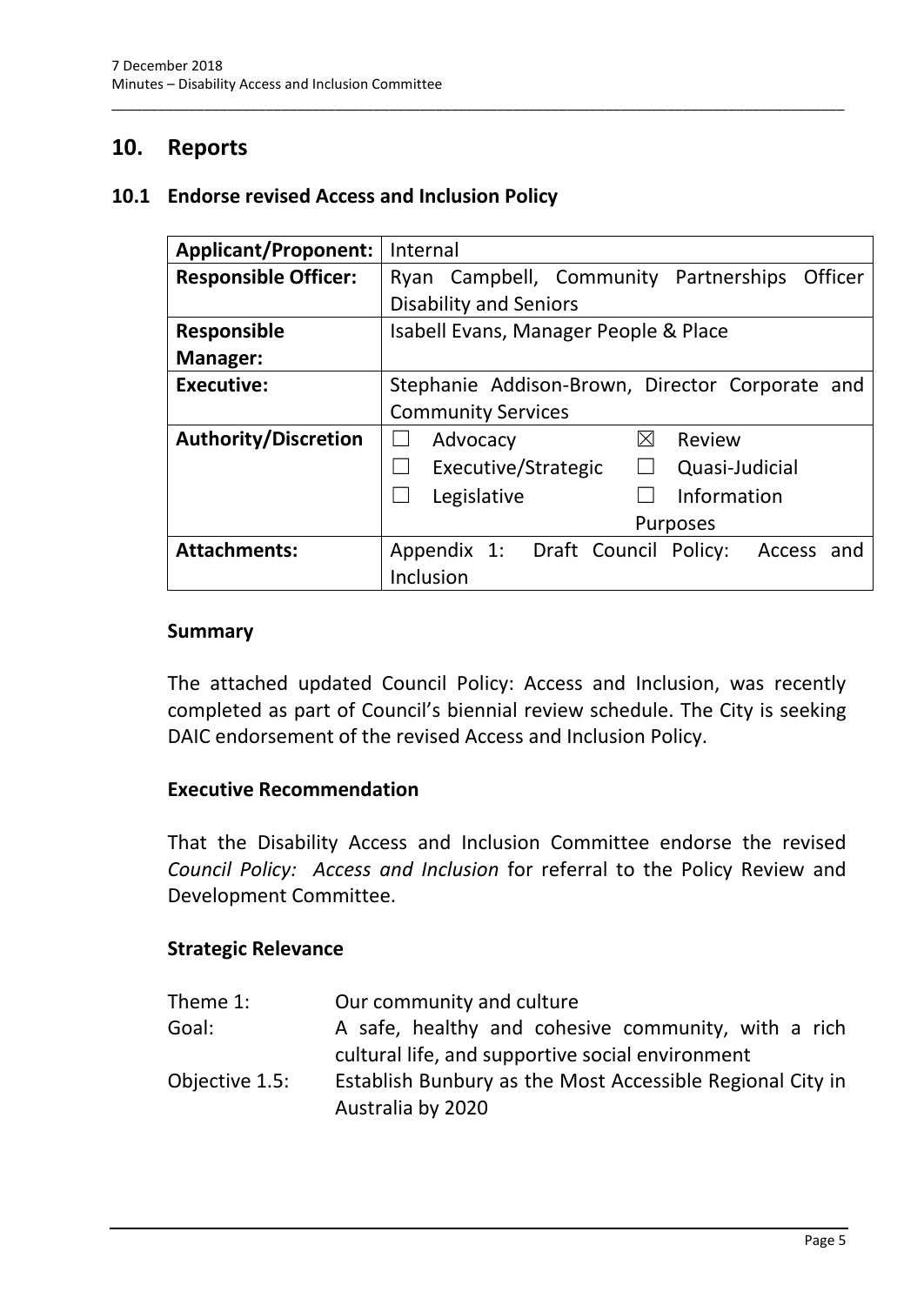## 10. Reports

### 10.1 Endorse revised Access and Inclusion Policy

| **Applicant/Proponent:** | Internal |
|---|---|
| **Responsible Officer:** | Ryan Campbell, Community Partnerships Officer Disability and Seniors |
| **Responsible Manager:** | Isabell Evans, Manager People & Place |
| **Executive:** | Stephanie Addison-Brown, Director Corporate and Community Services |
| **Authority/Discretion** | ☐ Advocacy ☒ Review<br>☐ Executive/Strategic ☐ Quasi-Judicial<br>☐ Legislative ☐ Information Purposes |
| **Attachments:** | Appendix 1: Draft Council Policy: Access and Inclusion |

#### Summary

The attached updated Council Policy: Access and Inclusion, was recently completed as part of Council's biennial review schedule. The City is seeking DAIC endorsement of the revised Access and Inclusion Policy.

#### Executive Recommendation

That the Disability Access and Inclusion Committee endorse the revised *Council Policy: Access and Inclusion* for referral to the Policy Review and Development Committee.

#### Strategic Relevance

| | |
|---|---|
| Theme 1: | Our community and culture |
| Goal: | A safe, healthy and cohesive community, with a rich cultural life, and supportive social environment |
| Objective 1.5: | Establish Bunbury as the Most Accessible Regional City in Australia by 2020 |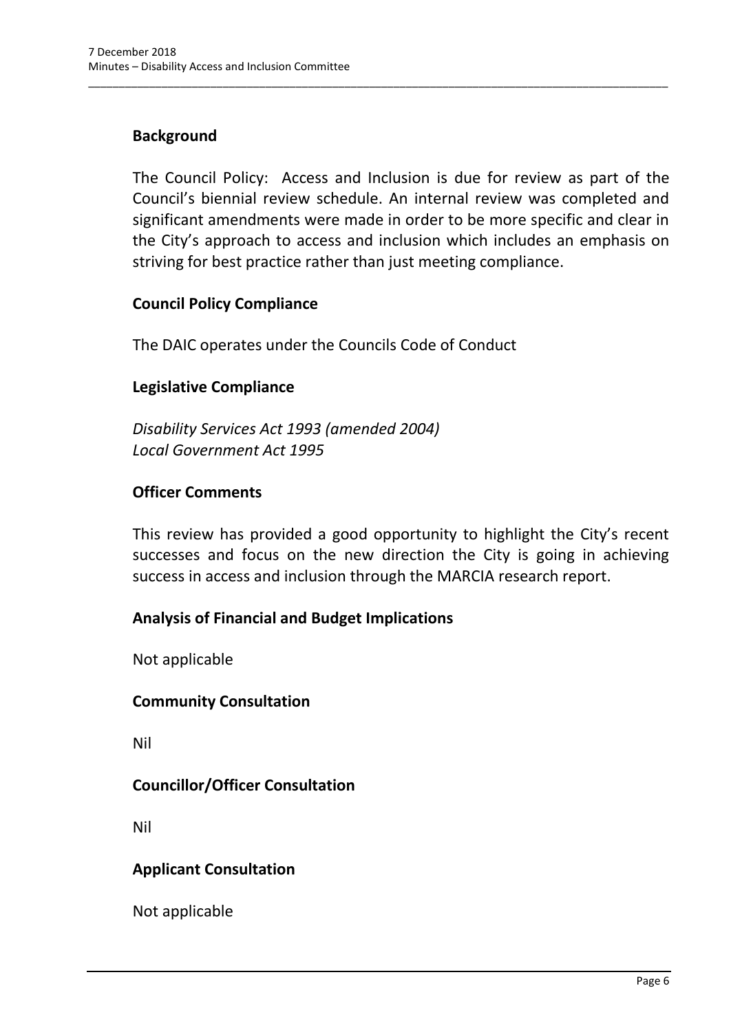**Background**

The Council Policy: Access and Inclusion is due for review as part of the Council's biennial review schedule. An internal review was completed and significant amendments were made in order to be more specific and clear in the City's approach to access and inclusion which includes an emphasis on striving for best practice rather than just meeting compliance.

**Council Policy Compliance**

The DAIC operates under the Councils Code of Conduct

**Legislative Compliance**

*Disability Services Act 1993 (amended 2004)*
*Local Government Act 1995*

**Officer Comments**

This review has provided a good opportunity to highlight the City's recent successes and focus on the new direction the City is going in achieving success in access and inclusion through the MARCIA research report.

**Analysis of Financial and Budget Implications**

Not applicable

**Community Consultation**

Nil

**Councillor/Officer Consultation**

Nil

**Applicant Consultation**

Not applicable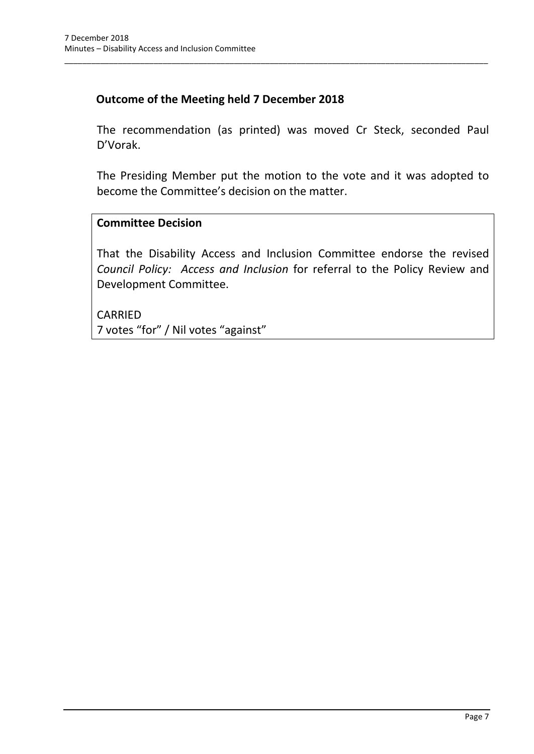## Outcome of the Meeting held 7 December 2018

The recommendation (as printed) was moved Cr Steck, seconded Paul D'Vorak.

The Presiding Member put the motion to the vote and it was adopted to become the Committee's decision on the matter.

**Committee Decision**

That the Disability Access and Inclusion Committee endorse the revised *Council Policy: Access and Inclusion* for referral to the Policy Review and Development Committee.

CARRIED
7 votes "for" / Nil votes "against"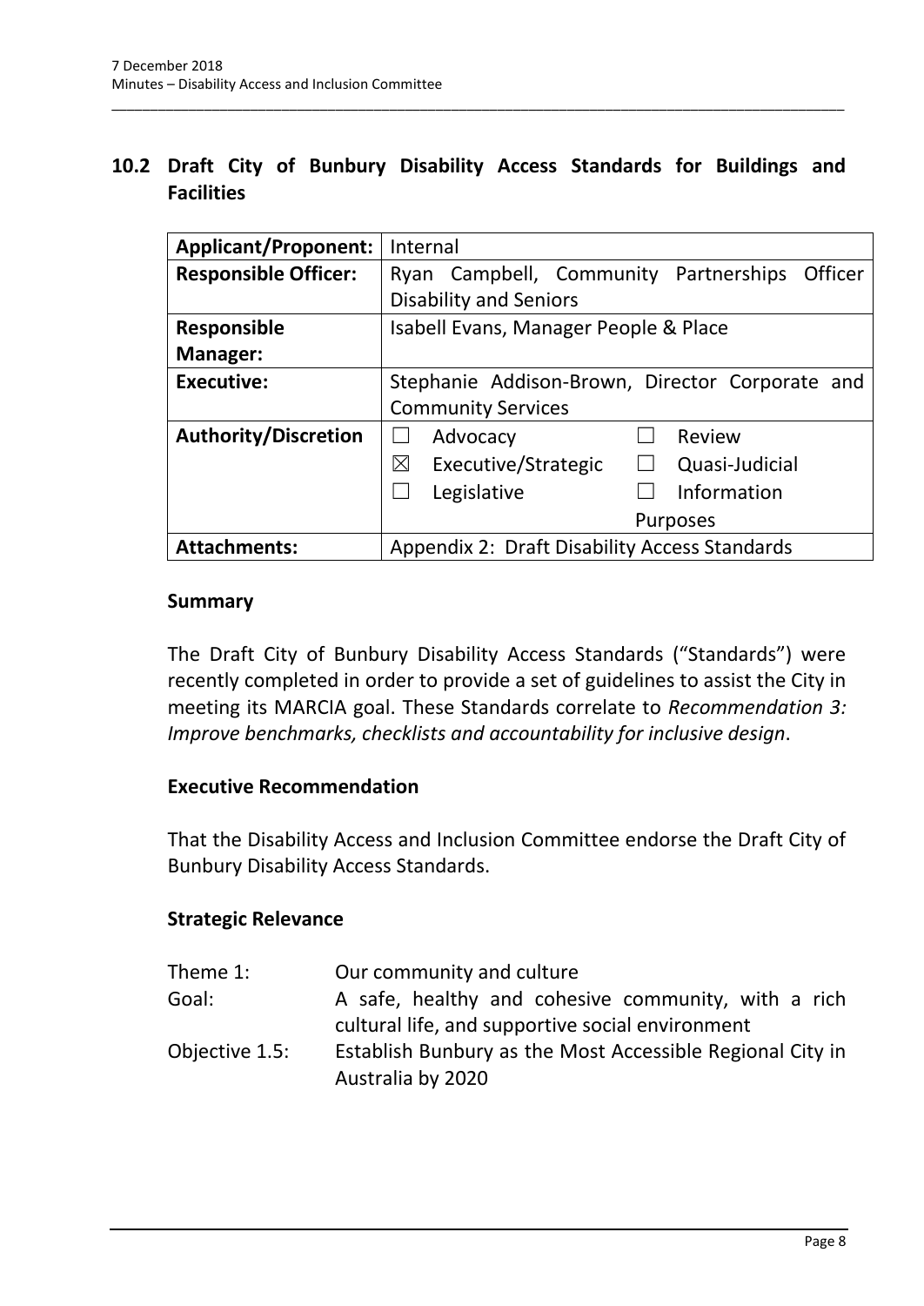## 10.2 Draft City of Bunbury Disability Access Standards for Buildings and Facilities

| | |
|---|---|
| **Applicant/Proponent:** | Internal |
| **Responsible Officer:** | Ryan Campbell, Community Partnerships Officer Disability and Seniors |
| **Responsible Manager:** | Isabell Evans, Manager People & Place |
| **Executive:** | Stephanie Addison-Brown, Director Corporate and Community Services |
| **Authority/Discretion** | ☐ Advocacy ☐ Review<br>☒ Executive/Strategic ☐ Quasi-Judicial<br>☐ Legislative ☐ Information Purposes |
| **Attachments:** | Appendix 2: Draft Disability Access Standards |

### Summary

The Draft City of Bunbury Disability Access Standards ("Standards") were recently completed in order to provide a set of guidelines to assist the City in meeting its MARCIA goal. These Standards correlate to *Recommendation 3: Improve benchmarks, checklists and accountability for inclusive design*.

### Executive Recommendation

That the Disability Access and Inclusion Committee endorse the Draft City of Bunbury Disability Access Standards.

### Strategic Relevance

| | |
|---|---|
| Theme 1: | Our community and culture |
| Goal: | A safe, healthy and cohesive community, with a rich cultural life, and supportive social environment |
| Objective 1.5: | Establish Bunbury as the Most Accessible Regional City in Australia by 2020 |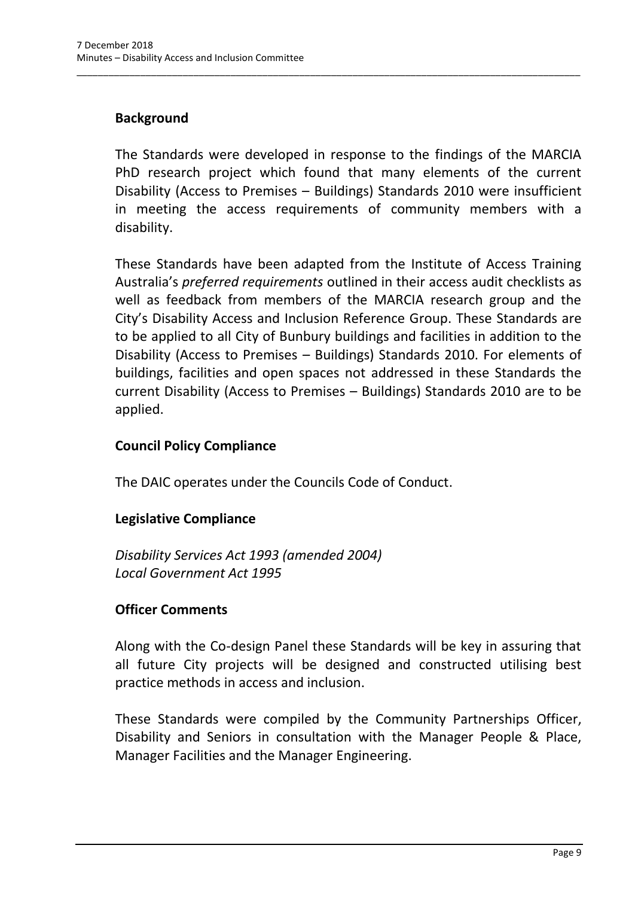**Background**

The Standards were developed in response to the findings of the MARCIA PhD research project which found that many elements of the current Disability (Access to Premises – Buildings) Standards 2010 were insufficient in meeting the access requirements of community members with a disability.

These Standards have been adapted from the Institute of Access Training Australia's *preferred requirements* outlined in their access audit checklists as well as feedback from members of the MARCIA research group and the City's Disability Access and Inclusion Reference Group. These Standards are to be applied to all City of Bunbury buildings and facilities in addition to the Disability (Access to Premises – Buildings) Standards 2010. For elements of buildings, facilities and open spaces not addressed in these Standards the current Disability (Access to Premises – Buildings) Standards 2010 are to be applied.

**Council Policy Compliance**

The DAIC operates under the Councils Code of Conduct.

**Legislative Compliance**

*Disability Services Act 1993 (amended 2004)*
*Local Government Act 1995*

**Officer Comments**

Along with the Co-design Panel these Standards will be key in assuring that all future City projects will be designed and constructed utilising best practice methods in access and inclusion.

These Standards were compiled by the Community Partnerships Officer, Disability and Seniors in consultation with the Manager People & Place, Manager Facilities and the Manager Engineering.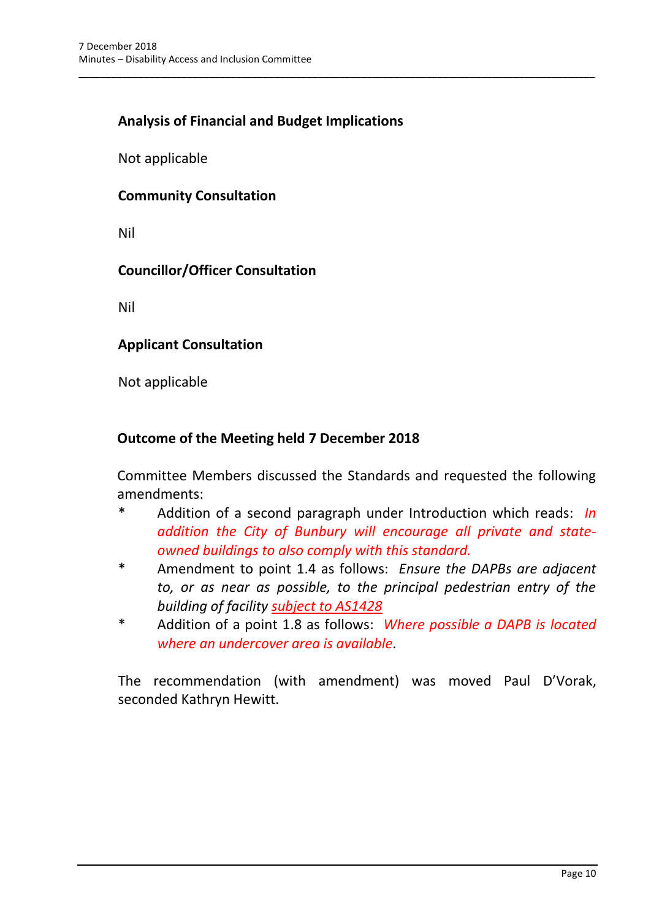### Analysis of Financial and Budget Implications

Not applicable

### Community Consultation

Nil

### Councillor/Officer Consultation

Nil

### Applicant Consultation

Not applicable

### Outcome of the Meeting held 7 December 2018

Committee Members discussed the Standards and requested the following amendments:

* Addition of a second paragraph under Introduction which reads: *In addition the City of Bunbury will encourage all private and state-owned buildings to also comply with this standard.*
* Amendment to point 1.4 as follows: *Ensure the DAPBs are adjacent to, or as near as possible, to the principal pedestrian entry of the building of facility* subject to AS1428
* Addition of a point 1.8 as follows: *Where possible a DAPB is located where an undercover area is available*.

The recommendation (with amendment) was moved Paul D'Vorak, seconded Kathryn Hewitt.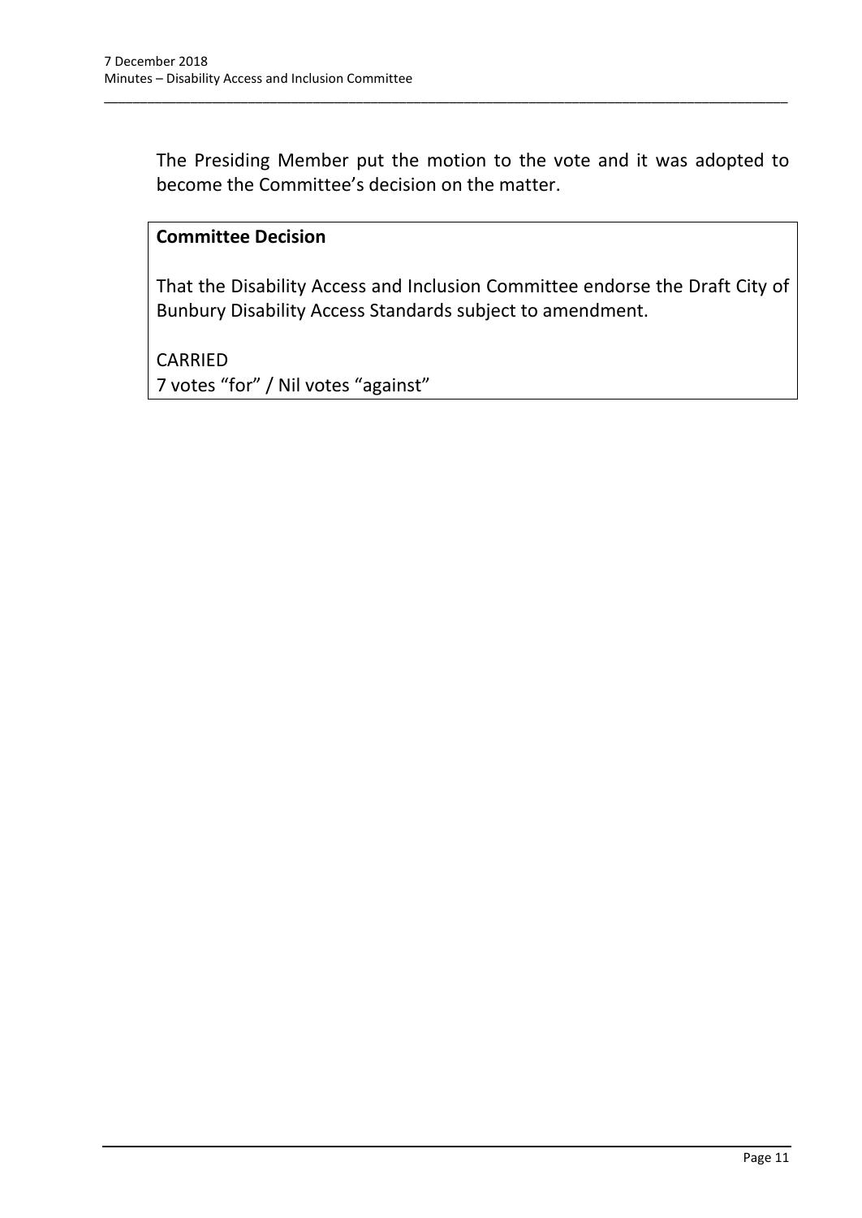The Presiding Member put the motion to the vote and it was adopted to become the Committee's decision on the matter.

**Committee Decision**

That the Disability Access and Inclusion Committee endorse the Draft City of Bunbury Disability Access Standards subject to amendment.

CARRIED
7 votes "for" / Nil votes "against"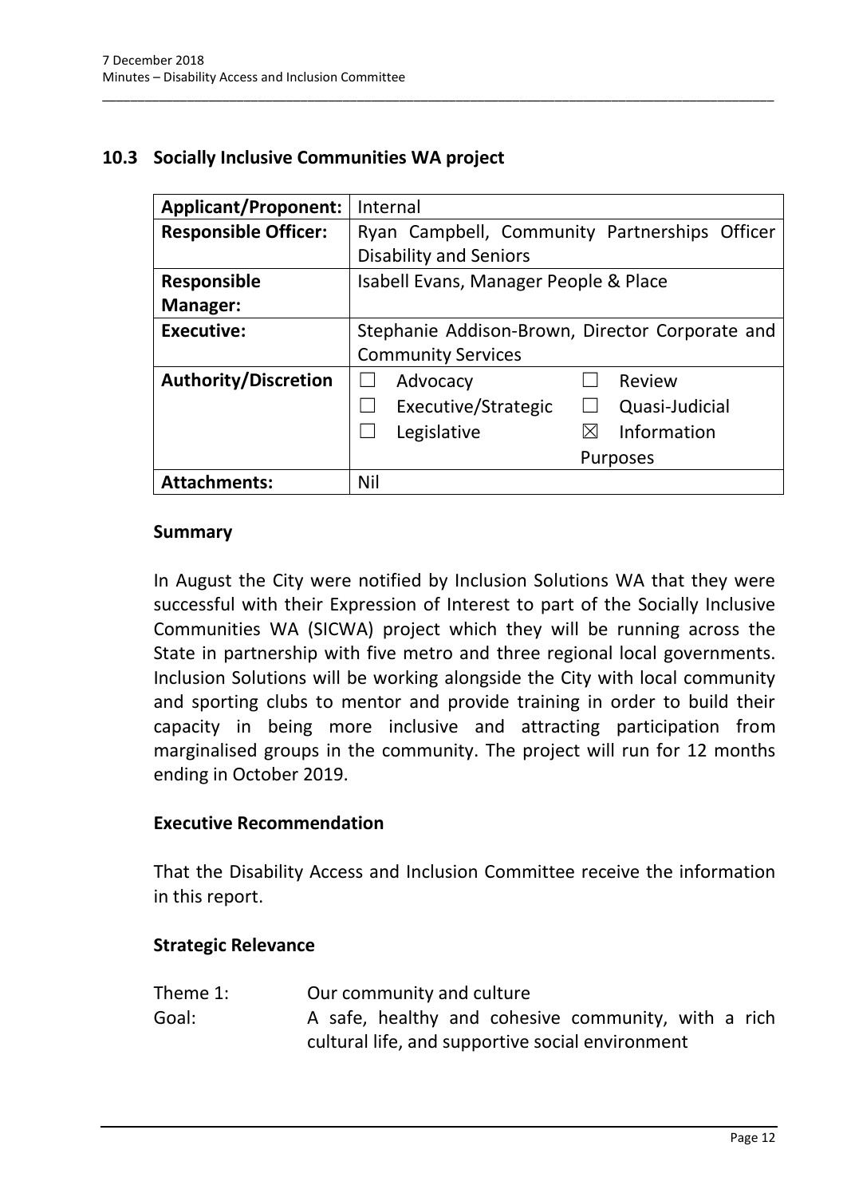## 10.3 Socially Inclusive Communities WA project

| | |
|---|---|
| **Applicant/Proponent:** | Internal |
| **Responsible Officer:** | Ryan Campbell, Community Partnerships Officer Disability and Seniors |
| **Responsible Manager:** | Isabell Evans, Manager People & Place |
| **Executive:** | Stephanie Addison-Brown, Director Corporate and Community Services |
| **Authority/Discretion** | ☐ Advocacy ☐ Review<br>☐ Executive/Strategic ☐ Quasi-Judicial<br>☐ Legislative ☒ Information Purposes |
| **Attachments:** | Nil |

### Summary

In August the City were notified by Inclusion Solutions WA that they were successful with their Expression of Interest to part of the Socially Inclusive Communities WA (SICWA) project which they will be running across the State in partnership with five metro and three regional local governments. Inclusion Solutions will be working alongside the City with local community and sporting clubs to mentor and provide training in order to build their capacity in being more inclusive and attracting participation from marginalised groups in the community. The project will run for 12 months ending in October 2019.

### Executive Recommendation

That the Disability Access and Inclusion Committee receive the information in this report.

### Strategic Relevance

| | |
|---|---|
| Theme 1: | Our community and culture |
| Goal: | A safe, healthy and cohesive community, with a rich cultural life, and supportive social environment |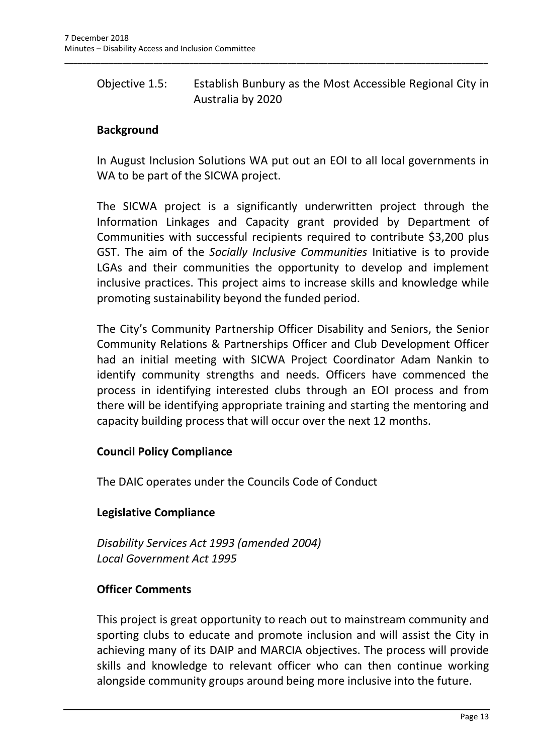Objective 1.5: Establish Bunbury as the Most Accessible Regional City in Australia by 2020

**Background**

In August Inclusion Solutions WA put out an EOI to all local governments in WA to be part of the SICWA project.

The SICWA project is a significantly underwritten project through the Information Linkages and Capacity grant provided by Department of Communities with successful recipients required to contribute $3,200 plus GST. The aim of the *Socially Inclusive Communities* Initiative is to provide LGAs and their communities the opportunity to develop and implement inclusive practices. This project aims to increase skills and knowledge while promoting sustainability beyond the funded period.

The City's Community Partnership Officer Disability and Seniors, the Senior Community Relations & Partnerships Officer and Club Development Officer had an initial meeting with SICWA Project Coordinator Adam Nankin to identify community strengths and needs. Officers have commenced the process in identifying interested clubs through an EOI process and from there will be identifying appropriate training and starting the mentoring and capacity building process that will occur over the next 12 months.

**Council Policy Compliance**

The DAIC operates under the Councils Code of Conduct

**Legislative Compliance**

*Disability Services Act 1993 (amended 2004)*
*Local Government Act 1995*

**Officer Comments**

This project is great opportunity to reach out to mainstream community and sporting clubs to educate and promote inclusion and will assist the City in achieving many of its DAIP and MARCIA objectives. The process will provide skills and knowledge to relevant officer who can then continue working alongside community groups around being more inclusive into the future.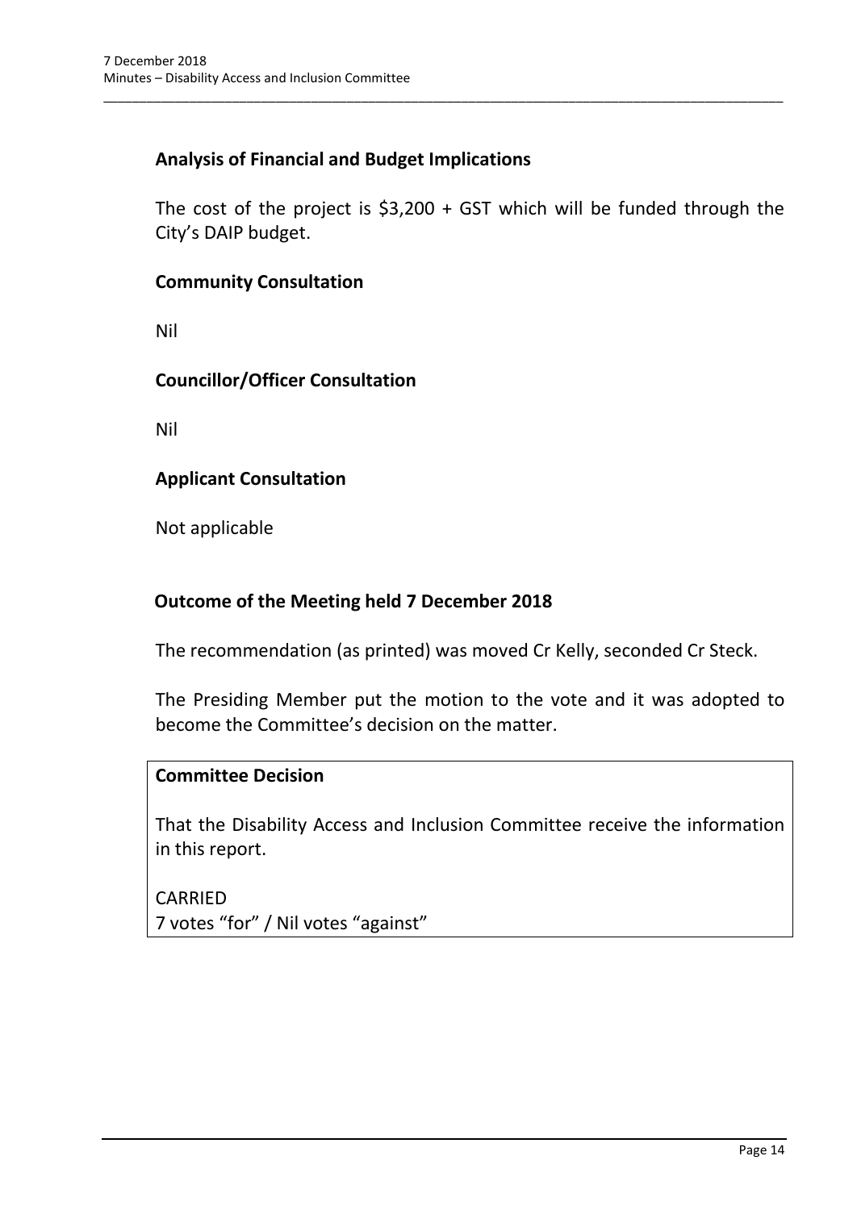### Analysis of Financial and Budget Implications

The cost of the project is $3,200 + GST which will be funded through the City's DAIP budget.

### Community Consultation

Nil

### Councillor/Officer Consultation

Nil

### Applicant Consultation

Not applicable

### Outcome of the Meeting held 7 December 2018

The recommendation (as printed) was moved Cr Kelly, seconded Cr Steck.

The Presiding Member put the motion to the vote and it was adopted to become the Committee's decision on the matter.

**Committee Decision**

That the Disability Access and Inclusion Committee receive the information in this report.

CARRIED
7 votes "for" / Nil votes "against"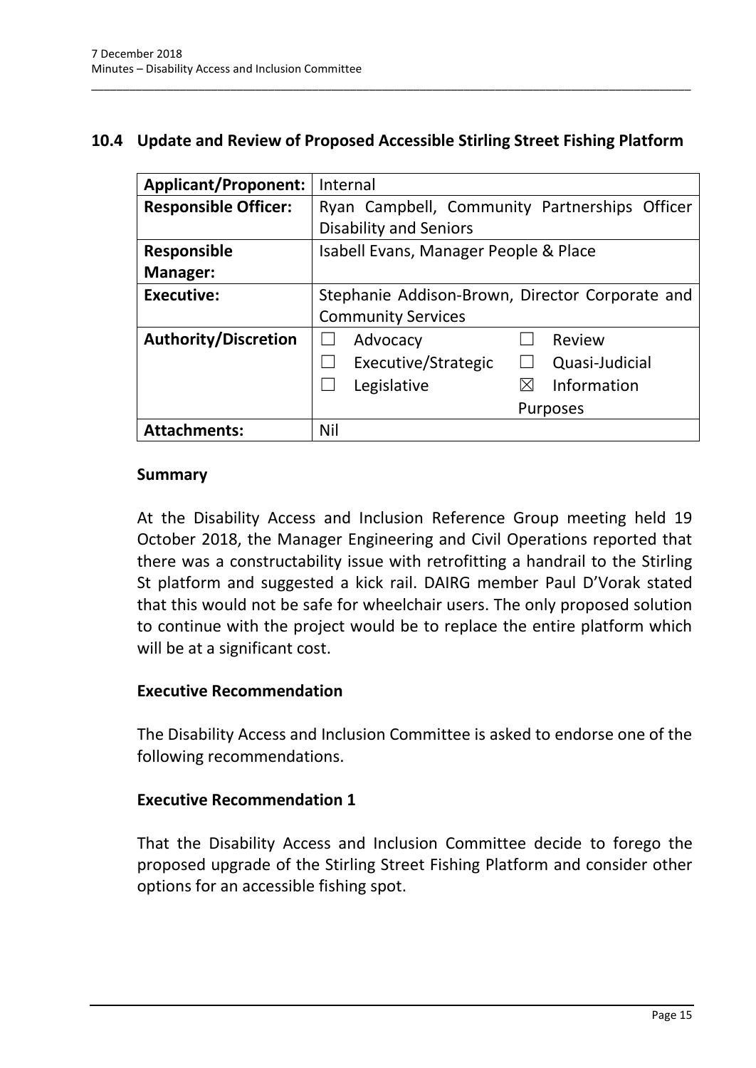## 10.4 Update and Review of Proposed Accessible Stirling Street Fishing Platform

| | |
|---|---|
| **Applicant/Proponent:** | Internal |
| **Responsible Officer:** | Ryan Campbell, Community Partnerships Officer Disability and Seniors |
| **Responsible Manager:** | Isabell Evans, Manager People & Place |
| **Executive:** | Stephanie Addison-Brown, Director Corporate and Community Services |
| **Authority/Discretion** | ☐ Advocacy ☐ Executive/Strategic ☐ Legislative ☐ Review ☐ Quasi-Judicial ☒ Information Purposes |
| **Attachments:** | Nil |

### Summary

At the Disability Access and Inclusion Reference Group meeting held 19 October 2018, the Manager Engineering and Civil Operations reported that there was a constructability issue with retrofitting a handrail to the Stirling St platform and suggested a kick rail. DAIRG member Paul D'Vorak stated that this would not be safe for wheelchair users. The only proposed solution to continue with the project would be to replace the entire platform which will be at a significant cost.

### Executive Recommendation

The Disability Access and Inclusion Committee is asked to endorse one of the following recommendations.

### Executive Recommendation 1

That the Disability Access and Inclusion Committee decide to forego the proposed upgrade of the Stirling Street Fishing Platform and consider other options for an accessible fishing spot.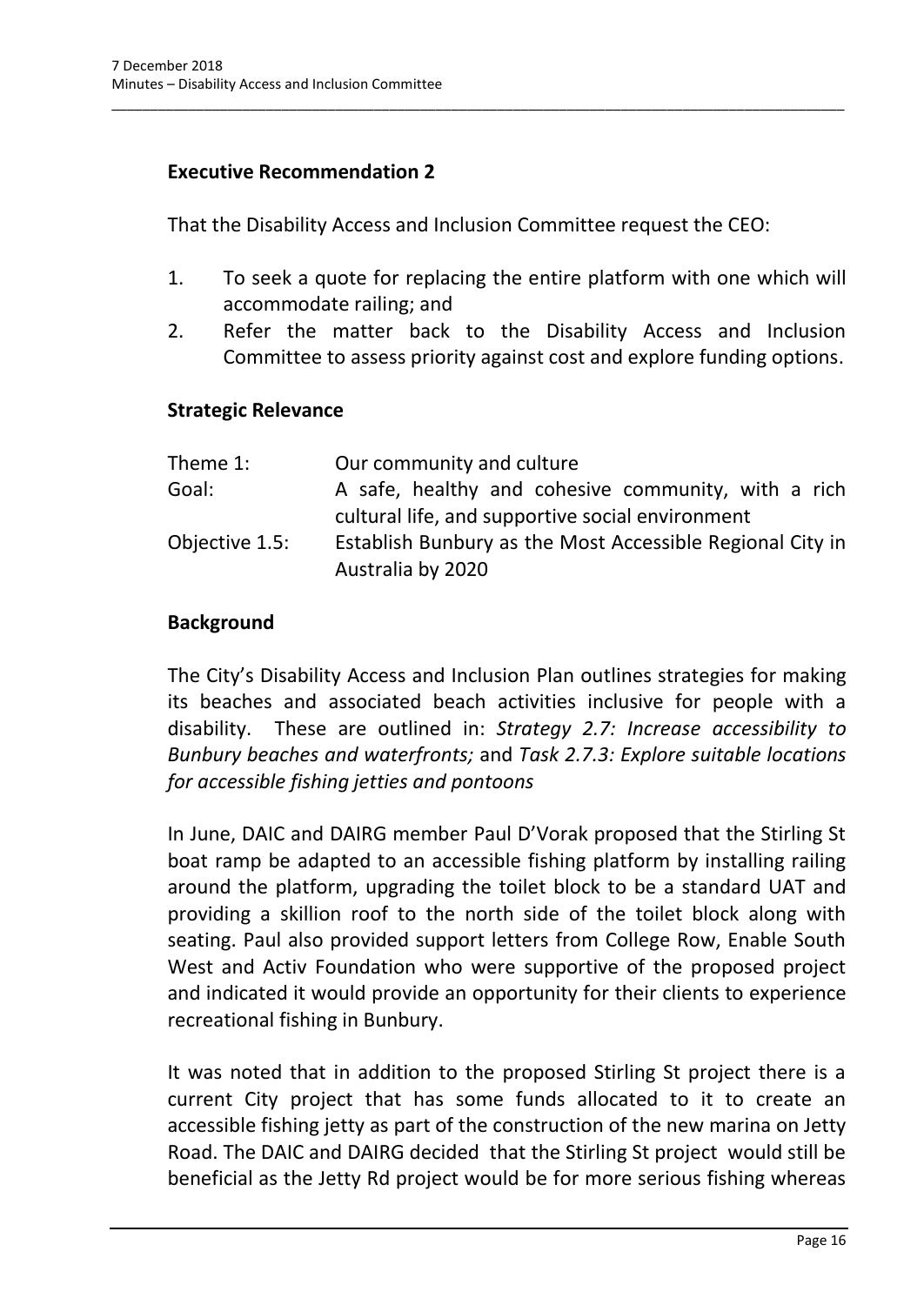**Executive Recommendation 2**

That the Disability Access and Inclusion Committee request the CEO:

1. To seek a quote for replacing the entire platform with one which will accommodate railing; and
2. Refer the matter back to the Disability Access and Inclusion Committee to assess priority against cost and explore funding options.

**Strategic Relevance**

| | |
|---|---|
| Theme 1: | Our community and culture |
| Goal: | A safe, healthy and cohesive community, with a rich cultural life, and supportive social environment |
| Objective 1.5: | Establish Bunbury as the Most Accessible Regional City in Australia by 2020 |

**Background**

The City's Disability Access and Inclusion Plan outlines strategies for making its beaches and associated beach activities inclusive for people with a disability. These are outlined in: *Strategy 2.7: Increase accessibility to Bunbury beaches and waterfronts;* and *Task 2.7.3: Explore suitable locations for accessible fishing jetties and pontoons*

In June, DAIC and DAIRG member Paul D'Vorak proposed that the Stirling St boat ramp be adapted to an accessible fishing platform by installing railing around the platform, upgrading the toilet block to be a standard UAT and providing a skillion roof to the north side of the toilet block along with seating. Paul also provided support letters from College Row, Enable South West and Activ Foundation who were supportive of the proposed project and indicated it would provide an opportunity for their clients to experience recreational fishing in Bunbury.

It was noted that in addition to the proposed Stirling St project there is a current City project that has some funds allocated to it to create an accessible fishing jetty as part of the construction of the new marina on Jetty Road. The DAIC and DAIRG decided that the Stirling St project would still be beneficial as the Jetty Rd project would be for more serious fishing whereas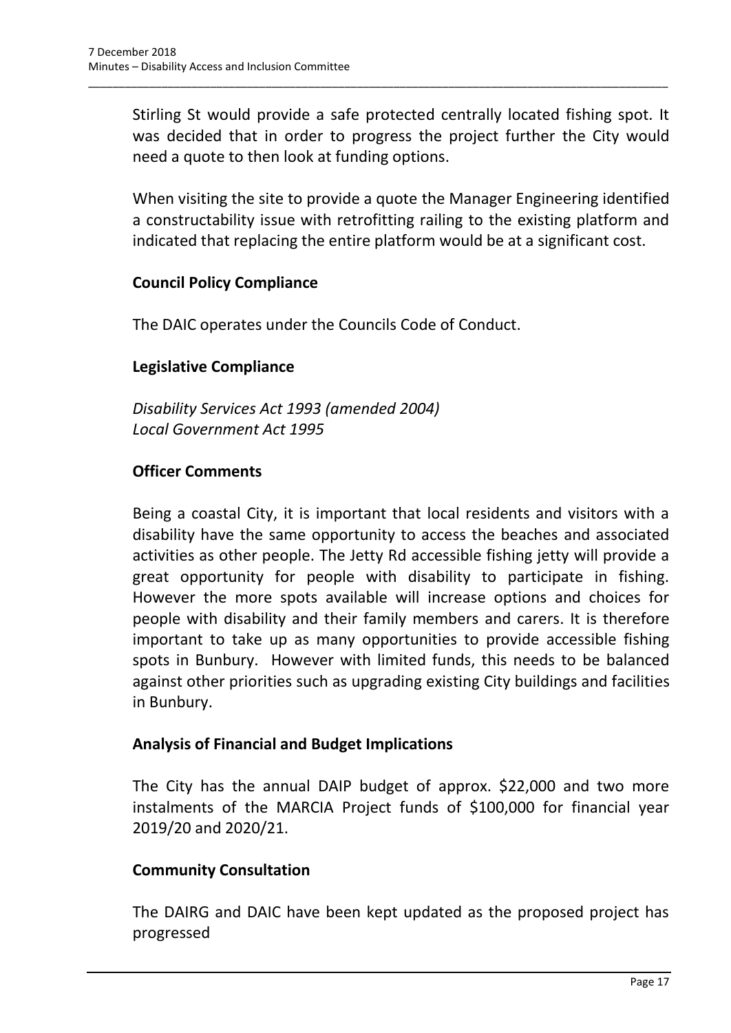Stirling St would provide a safe protected centrally located fishing spot. It was decided that in order to progress the project further the City would need a quote to then look at funding options.

When visiting the site to provide a quote the Manager Engineering identified a constructability issue with retrofitting railing to the existing platform and indicated that replacing the entire platform would be at a significant cost.

**Council Policy Compliance**

The DAIC operates under the Councils Code of Conduct.

**Legislative Compliance**

*Disability Services Act 1993 (amended 2004)*
*Local Government Act 1995*

**Officer Comments**

Being a coastal City, it is important that local residents and visitors with a disability have the same opportunity to access the beaches and associated activities as other people. The Jetty Rd accessible fishing jetty will provide a great opportunity for people with disability to participate in fishing. However the more spots available will increase options and choices for people with disability and their family members and carers. It is therefore important to take up as many opportunities to provide accessible fishing spots in Bunbury. However with limited funds, this needs to be balanced against other priorities such as upgrading existing City buildings and facilities in Bunbury.

**Analysis of Financial and Budget Implications**

The City has the annual DAIP budget of approx. $22,000 and two more instalments of the MARCIA Project funds of $100,000 for financial year 2019/20 and 2020/21.

**Community Consultation**

The DAIRG and DAIC have been kept updated as the proposed project has progressed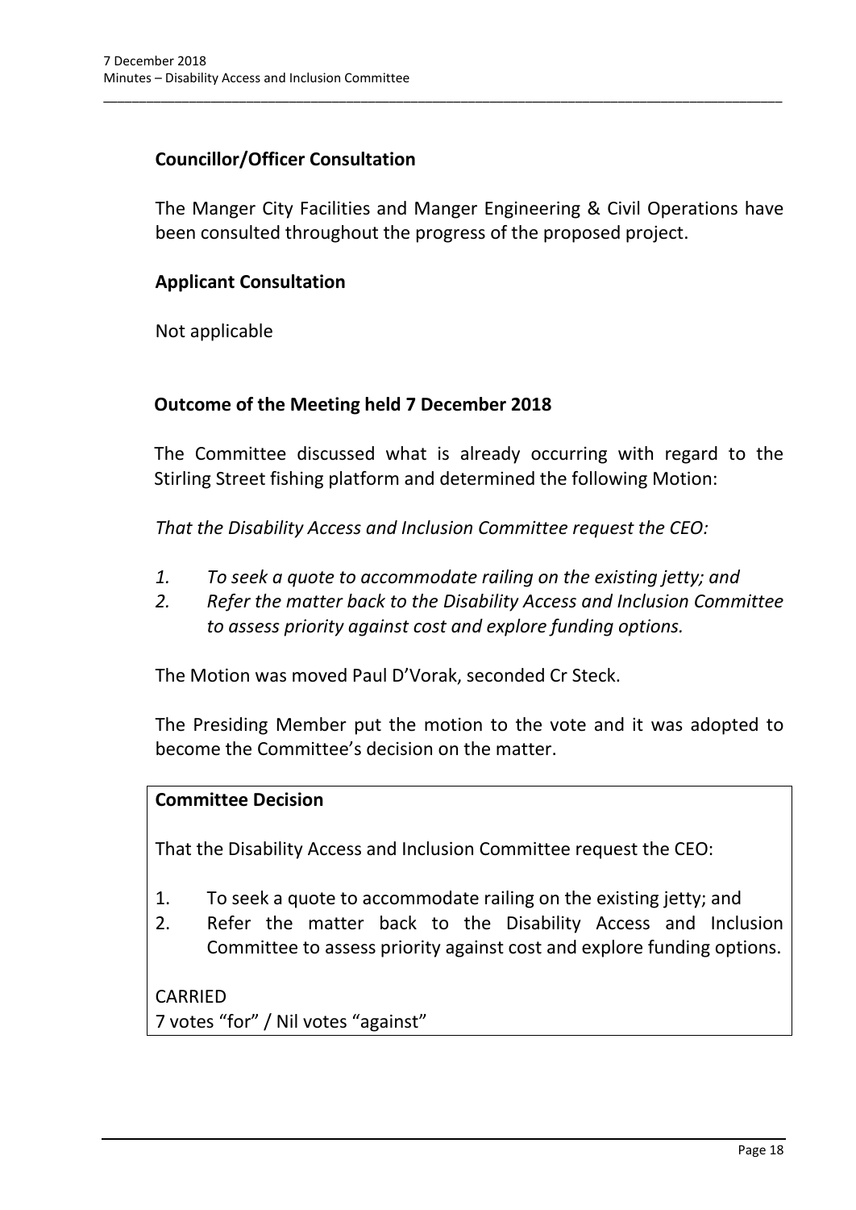**Councillor/Officer Consultation**

The Manger City Facilities and Manger Engineering & Civil Operations have been consulted throughout the progress of the proposed project.

**Applicant Consultation**

Not applicable

**Outcome of the Meeting held 7 December 2018**

The Committee discussed what is already occurring with regard to the Stirling Street fishing platform and determined the following Motion:

*That the Disability Access and Inclusion Committee request the CEO:*

1. *To seek a quote to accommodate railing on the existing jetty; and*
2. *Refer the matter back to the Disability Access and Inclusion Committee to assess priority against cost and explore funding options.*

The Motion was moved Paul D'Vorak, seconded Cr Steck.

The Presiding Member put the motion to the vote and it was adopted to become the Committee's decision on the matter.

**Committee Decision**

That the Disability Access and Inclusion Committee request the CEO:

1. To seek a quote to accommodate railing on the existing jetty; and
2. Refer the matter back to the Disability Access and Inclusion Committee to assess priority against cost and explore funding options.

CARRIED
7 votes "for" / Nil votes "against"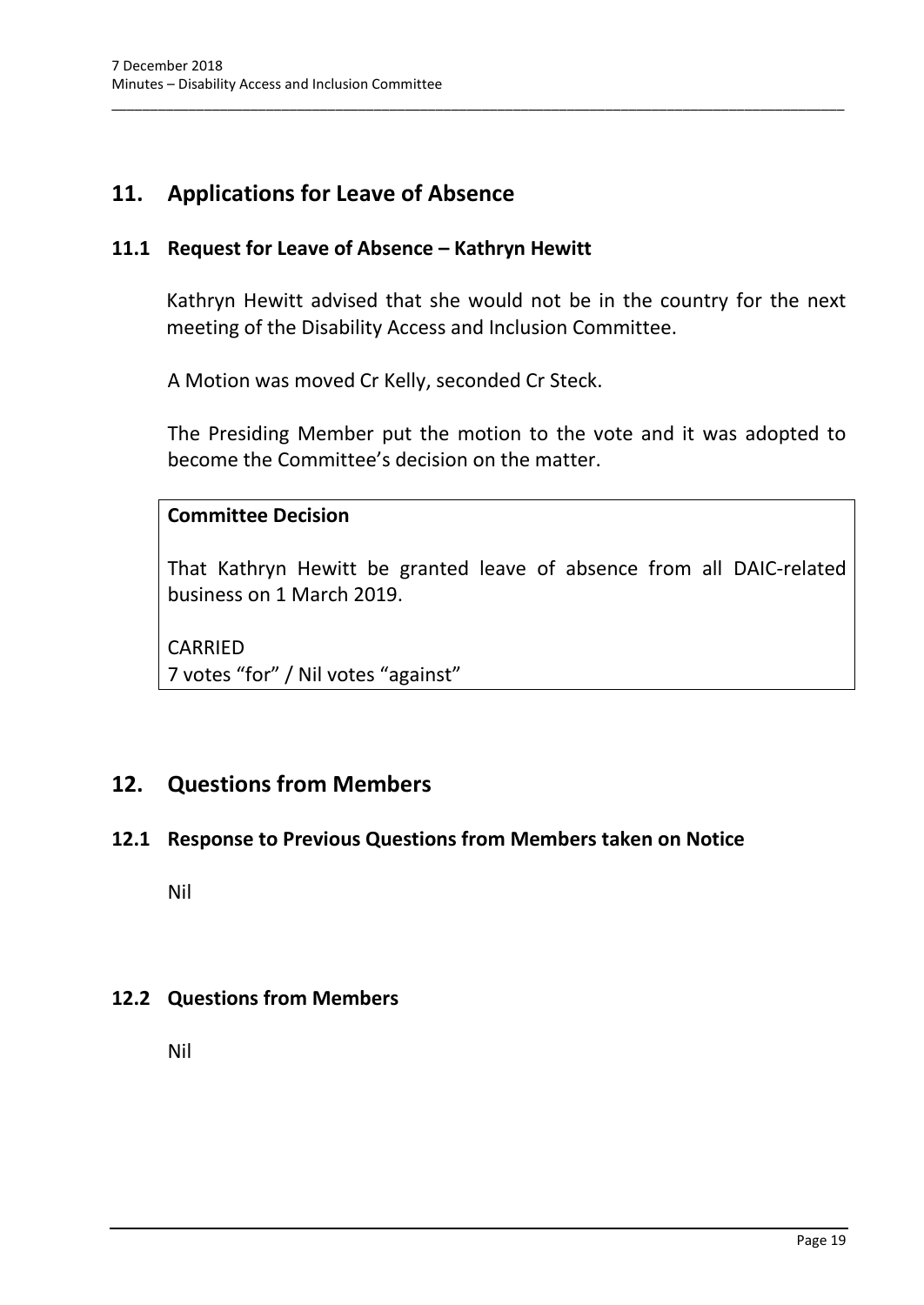## 11. Applications for Leave of Absence

### 11.1 Request for Leave of Absence – Kathryn Hewitt

Kathryn Hewitt advised that she would not be in the country for the next meeting of the Disability Access and Inclusion Committee.

A Motion was moved Cr Kelly, seconded Cr Steck.

The Presiding Member put the motion to the vote and it was adopted to become the Committee's decision on the matter.

**Committee Decision**

That Kathryn Hewitt be granted leave of absence from all DAIC-related business on 1 March 2019.

CARRIED
7 votes "for" / Nil votes "against"

## 12. Questions from Members

### 12.1 Response to Previous Questions from Members taken on Notice

Nil

### 12.2 Questions from Members

Nil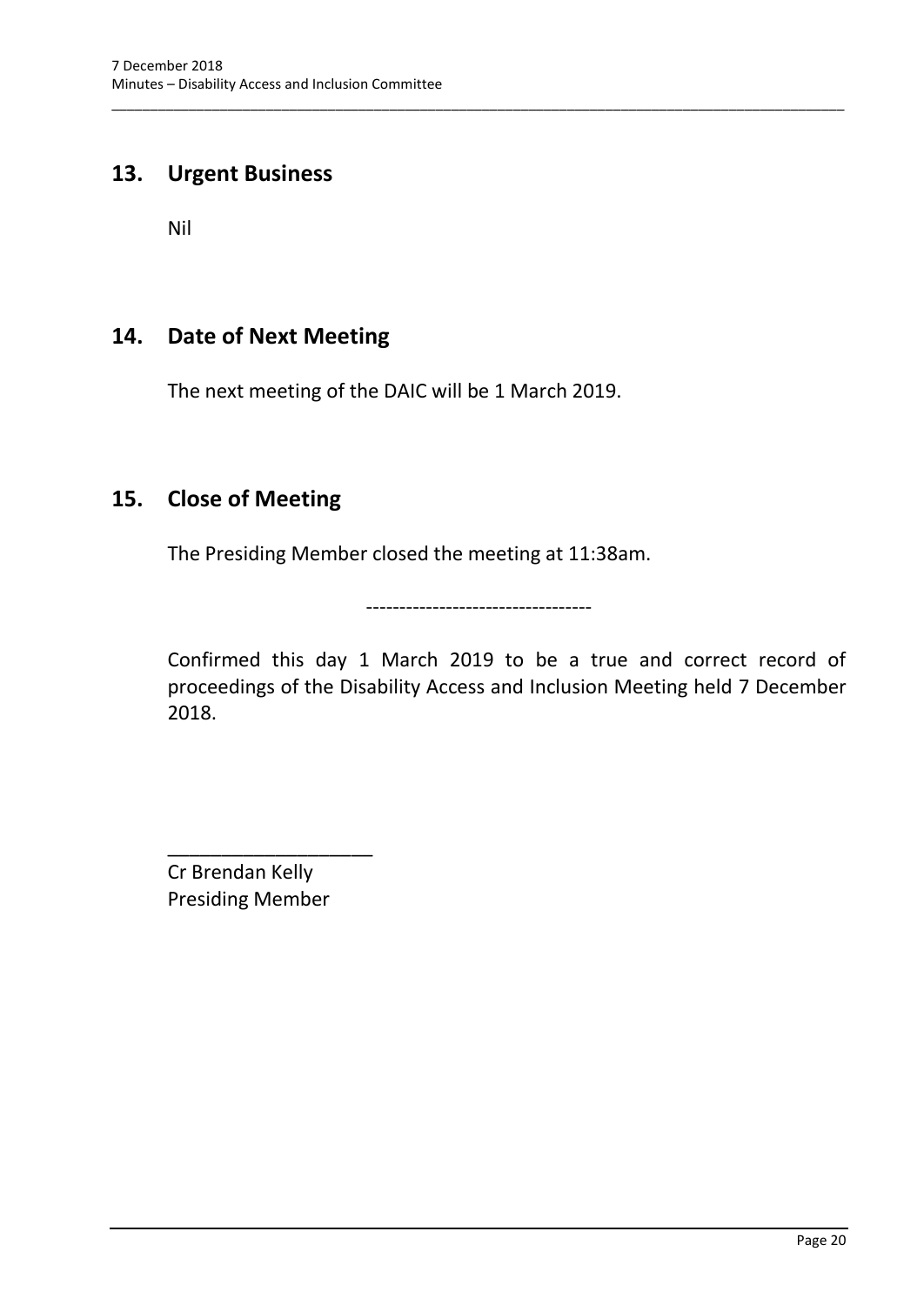## 13. Urgent Business

Nil

## 14. Date of Next Meeting

The next meeting of the DAIC will be 1 March 2019.

## 15. Close of Meeting

The Presiding Member closed the meeting at 11:38am.

----------------------------------

Confirmed this day 1 March 2019 to be a true and correct record of proceedings of the Disability Access and Inclusion Meeting held 7 December 2018.

____________________
Cr Brendan Kelly
Presiding Member